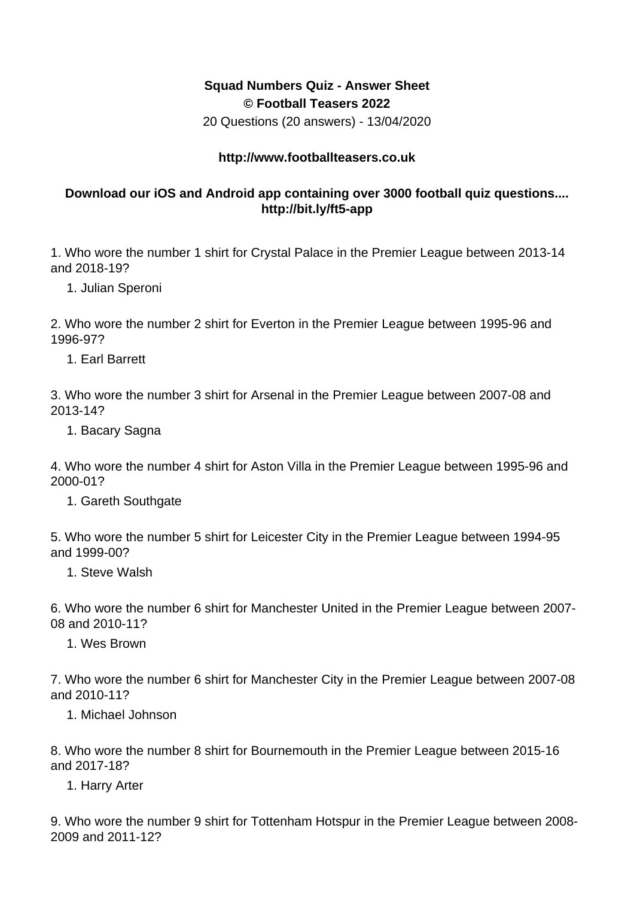**Squad Numbers Quiz - Answer Sheet**
**© Football Teasers 2022**
20 Questions (20 answers) - 13/04/2020

**http://www.footballteasers.co.uk**

**Download our iOS and Android app containing over 3000 football quiz questions.... http://bit.ly/ft5-app**

1. Who wore the number 1 shirt for Crystal Palace in the Premier League between 2013-14 and 2018-19?

    1. Julian Speroni

2. Who wore the number 2 shirt for Everton in the Premier League between 1995-96 and 1996-97?

    1. Earl Barrett

3. Who wore the number 3 shirt for Arsenal in the Premier League between 2007-08 and 2013-14?

    1. Bacary Sagna

4. Who wore the number 4 shirt for Aston Villa in the Premier League between 1995-96 and 2000-01?

    1. Gareth Southgate

5. Who wore the number 5 shirt for Leicester City in the Premier League between 1994-95 and 1999-00?

    1. Steve Walsh

6. Who wore the number 6 shirt for Manchester United in the Premier League between 2007-08 and 2010-11?

    1. Wes Brown

7. Who wore the number 6 shirt for Manchester City in the Premier League between 2007-08 and 2010-11?

    1. Michael Johnson

8. Who wore the number 8 shirt for Bournemouth in the Premier League between 2015-16 and 2017-18?

    1. Harry Arter

9. Who wore the number 9 shirt for Tottenham Hotspur in the Premier League between 2008-2009 and 2011-12?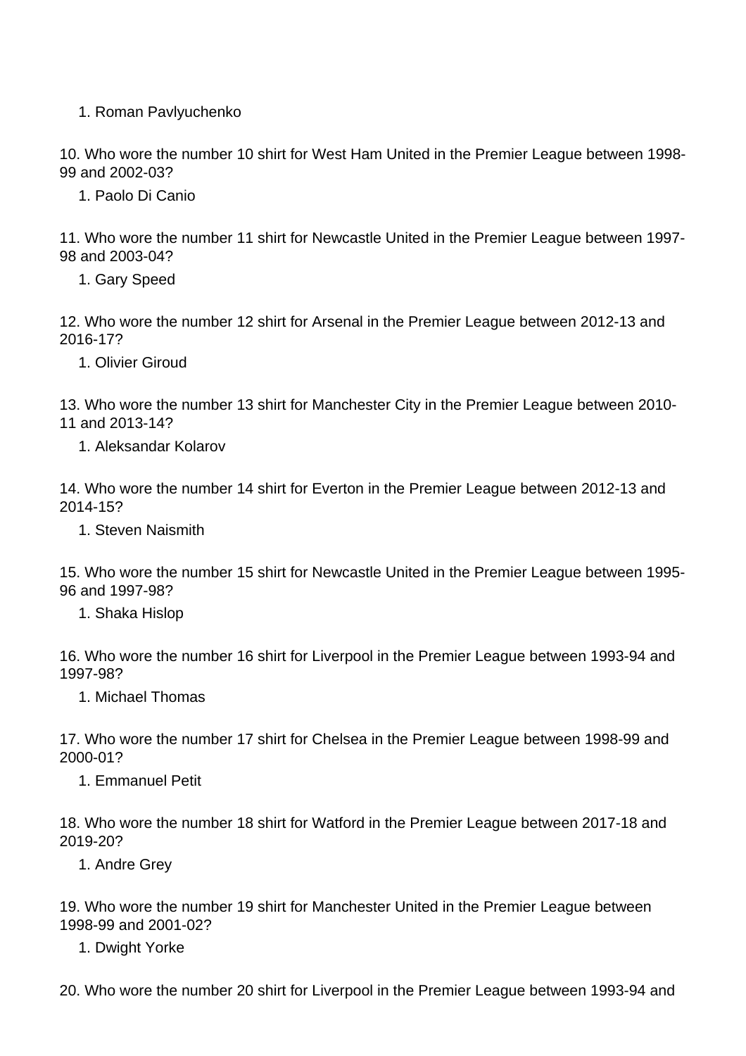1. Roman Pavlyuchenko

10. Who wore the number 10 shirt for West Ham United in the Premier League between 1998-99 and 2002-03?

   1. Paolo Di Canio

11. Who wore the number 11 shirt for Newcastle United in the Premier League between 1997-98 and 2003-04?

   1. Gary Speed

12. Who wore the number 12 shirt for Arsenal in the Premier League between 2012-13 and 2016-17?

   1. Olivier Giroud

13. Who wore the number 13 shirt for Manchester City in the Premier League between 2010-11 and 2013-14?

   1. Aleksandar Kolarov

14. Who wore the number 14 shirt for Everton in the Premier League between 2012-13 and 2014-15?

   1. Steven Naismith

15. Who wore the number 15 shirt for Newcastle United in the Premier League between 1995-96 and 1997-98?

   1. Shaka Hislop

16. Who wore the number 16 shirt for Liverpool in the Premier League between 1993-94 and 1997-98?

   1. Michael Thomas

17. Who wore the number 17 shirt for Chelsea in the Premier League between 1998-99 and 2000-01?

   1. Emmanuel Petit

18. Who wore the number 18 shirt for Watford in the Premier League between 2017-18 and 2019-20?

   1. Andre Grey

19. Who wore the number 19 shirt for Manchester United in the Premier League between 1998-99 and 2001-02?

   1. Dwight Yorke

20. Who wore the number 20 shirt for Liverpool in the Premier League between 1993-94 and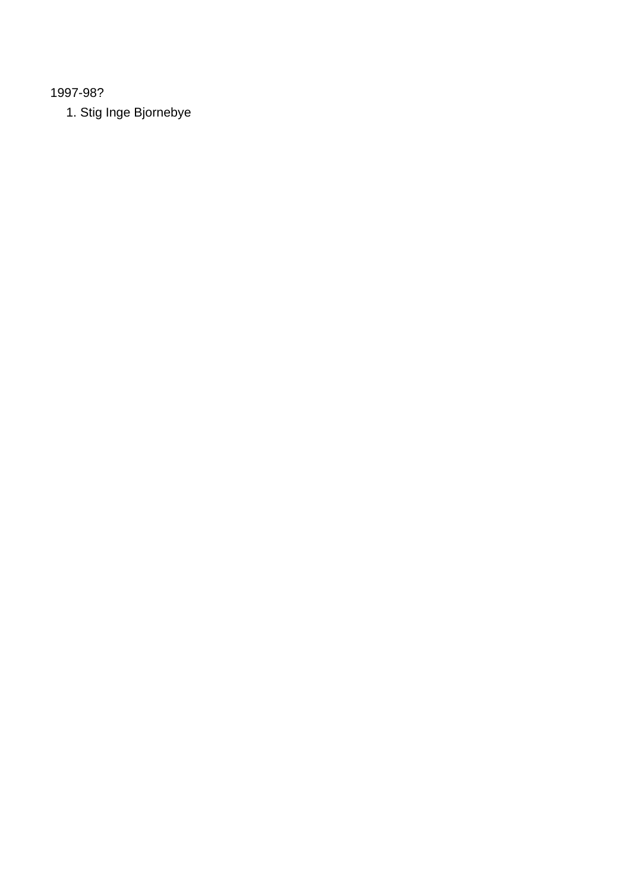1997-98?

1. Stig Inge Bjornebye